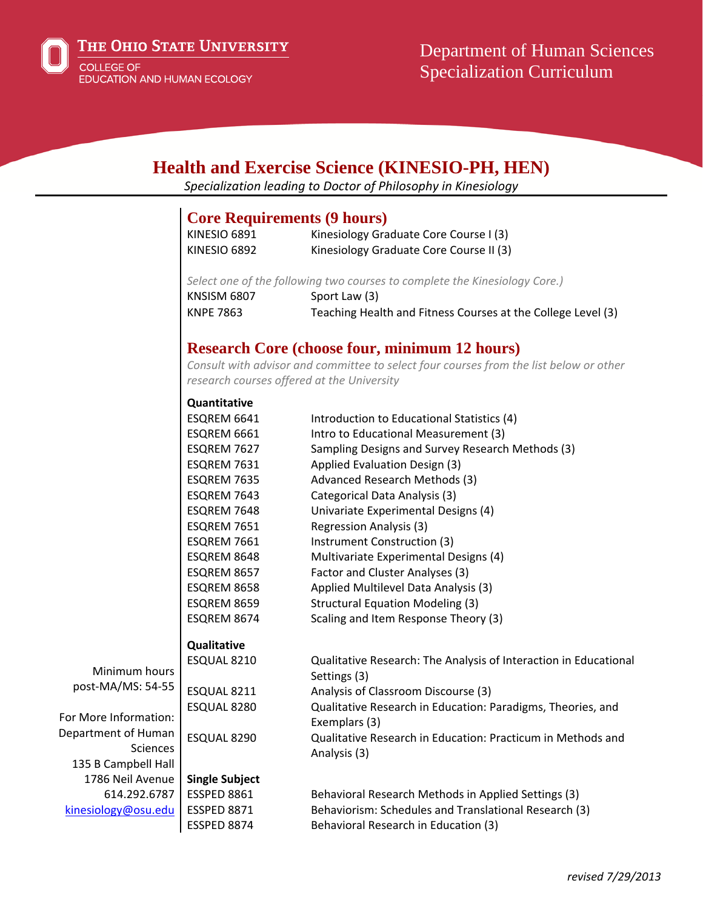The Ohio State University

College of Education and Human Ecology

Department of Human Sciences
Specialization Curriculum

# Health and Exercise Science (KINESIO-PH, HEN)

*Specialization leading to Doctor of Philosophy in Kinesiology*

## Core Requirements (9 hours)

| | |
|---|---|
| KINESIO 6891 | Kinesiology Graduate Core Course I (3) |
| KINESIO 6892 | Kinesiology Graduate Core Course II (3) |

*Select one of the following two courses to complete the Kinesiology Core.)*

| | |
|---|---|
| KNSISM 6807 | Sport Law (3) |
| KNPE 7863 | Teaching Health and Fitness Courses at the College Level (3) |

## Research Core (choose four, minimum 12 hours)

*Consult with advisor and committee to select four courses from the list below or other research courses offered at the University*

**Quantitative**

| | |
|---|---|
| ESQREM 6641 | Introduction to Educational Statistics (4) |
| ESQREM 6661 | Intro to Educational Measurement (3) |
| ESQREM 7627 | Sampling Designs and Survey Research Methods (3) |
| ESQREM 7631 | Applied Evaluation Design (3) |
| ESQREM 7635 | Advanced Research Methods (3) |
| ESQREM 7643 | Categorical Data Analysis (3) |
| ESQREM 7648 | Univariate Experimental Designs (4) |
| ESQREM 7651 | Regression Analysis (3) |
| ESQREM 7661 | Instrument Construction (3) |
| ESQREM 8648 | Multivariate Experimental Designs (4) |
| ESQREM 8657 | Factor and Cluster Analyses (3) |
| ESQREM 8658 | Applied Multilevel Data Analysis (3) |
| ESQREM 8659 | Structural Equation Modeling (3) |
| ESQREM 8674 | Scaling and Item Response Theory (3) |

**Qualitative**

| | |
|---|---|
| ESQUAL 8210 | Qualitative Research: The Analysis of Interaction in Educational Settings (3) |
| ESQUAL 8211 | Analysis of Classroom Discourse (3) |
| ESQUAL 8280 | Qualitative Research in Education: Paradigms, Theories, and Exemplars (3) |
| ESQUAL 8290 | Qualitative Research in Education: Practicum in Methods and Analysis (3) |

**Single Subject**

| | |
|---|---|
| ESSPED 8861 | Behavioral Research Methods in Applied Settings (3) |
| ESSPED 8871 | Behaviorism: Schedules and Translational Research (3) |
| ESSPED 8874 | Behavioral Research in Education (3) |

Minimum hours post-MA/MS: 54-55

For More Information:
Department of Human Sciences
135 B Campbell Hall
1786 Neil Avenue
614.292.6787
kinesiology@osu.edu

*revised 7/29/2013*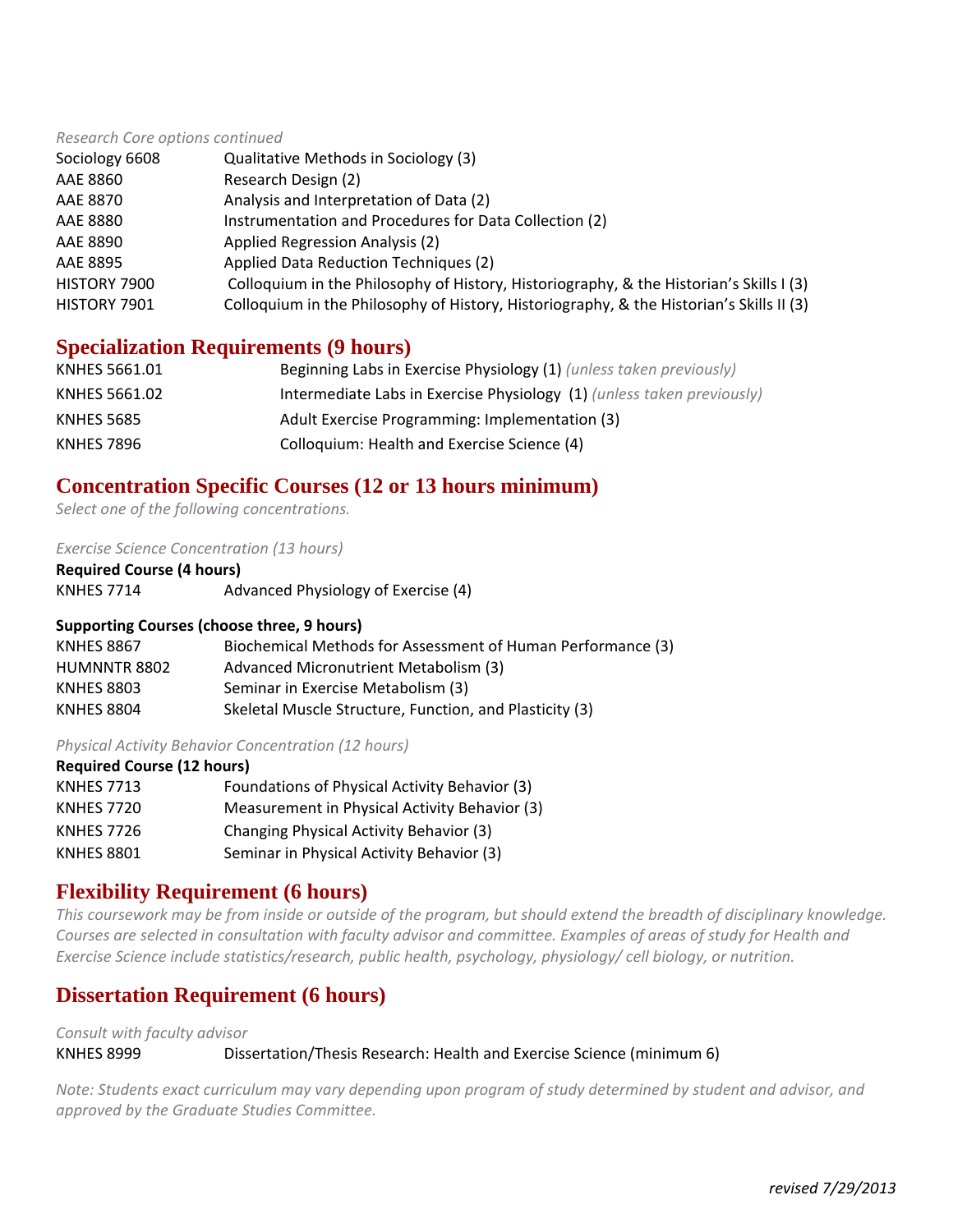*Research Core options continued*

| | |
|---|---|
| Sociology 6608 | Qualitative Methods in Sociology (3) |
| AAE 8860 | Research Design (2) |
| AAE 8870 | Analysis and Interpretation of Data (2) |
| AAE 8880 | Instrumentation and Procedures for Data Collection (2) |
| AAE 8890 | Applied Regression Analysis (2) |
| AAE 8895 | Applied Data Reduction Techniques (2) |
| HISTORY 7900 | Colloquium in the Philosophy of History, Historiography, & the Historian's Skills I (3) |
| HISTORY 7901 | Colloquium in the Philosophy of History, Historiography, & the Historian's Skills II (3) |

## Specialization Requirements (9 hours)

| | |
|---|---|
| KNHES 5661.01 | Beginning Labs in Exercise Physiology (1) *(unless taken previously)* |
| KNHES 5661.02 | Intermediate Labs in Exercise Physiology (1) *(unless taken previously)* |
| KNHES 5685 | Adult Exercise Programming: Implementation (3) |
| KNHES 7896 | Colloquium: Health and Exercise Science (4) |

## Concentration Specific Courses (12 or 13 hours minimum)

*Select one of the following concentrations.*

*Exercise Science Concentration (13 hours)*

**Required Course (4 hours)**

| | |
|---|---|
| KNHES 7714 | Advanced Physiology of Exercise (4) |

**Supporting Courses (choose three, 9 hours)**

| | |
|---|---|
| KNHES 8867 | Biochemical Methods for Assessment of Human Performance (3) |
| HUMNNTR 8802 | Advanced Micronutrient Metabolism (3) |
| KNHES 8803 | Seminar in Exercise Metabolism (3) |
| KNHES 8804 | Skeletal Muscle Structure, Function, and Plasticity (3) |

*Physical Activity Behavior Concentration (12 hours)*

**Required Course (12 hours)**

| | |
|---|---|
| KNHES 7713 | Foundations of Physical Activity Behavior (3) |
| KNHES 7720 | Measurement in Physical Activity Behavior (3) |
| KNHES 7726 | Changing Physical Activity Behavior (3) |
| KNHES 8801 | Seminar in Physical Activity Behavior (3) |

## Flexibility Requirement (6 hours)

*This coursework may be from inside or outside of the program, but should extend the breadth of disciplinary knowledge. Courses are selected in consultation with faculty advisor and committee. Examples of areas of study for Health and Exercise Science include statistics/research, public health, psychology, physiology/ cell biology, or nutrition.*

## Dissertation Requirement (6 hours)

*Consult with faculty advisor*

| | |
|---|---|
| KNHES 8999 | Dissertation/Thesis Research: Health and Exercise Science (minimum 6) |

*Note: Students exact curriculum may vary depending upon program of study determined by student and advisor, and approved by the Graduate Studies Committee.*

*revised 7/29/2013*